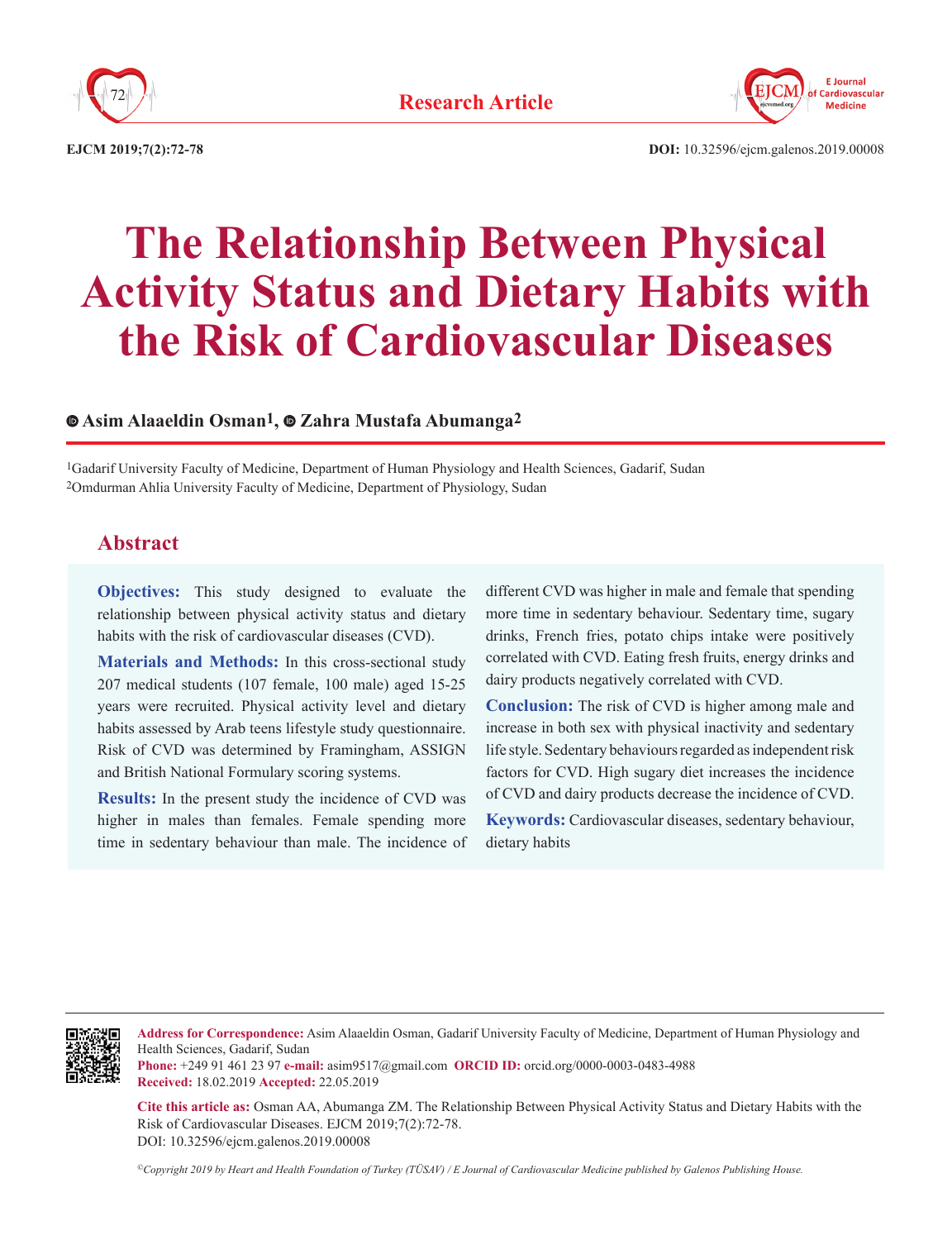Research Article

# The Relationship Between Physical Activity Status and Dietary Habits with the Risk of Cardiovascular Diseases

**Asim Alaaeldin Osman[1], Zahra Mustafa Abumanga[2]**

[1]Gadarif University Faculty of Medicine, Department of Human Physiology and Health Sciences, Gadarif, Sudan
[2]Omdurman Ahlia University Faculty of Medicine, Department of Physiology, Sudan

## Abstract

**Objectives:** This study designed to evaluate the relationship between physical activity status and dietary habits with the risk of cardiovascular diseases (CVD).

**Materials and Methods:** In this cross-sectional study 207 medical students (107 female, 100 male) aged 15-25 years were recruited. Physical activity level and dietary habits assessed by Arab teens lifestyle study questionnaire. Risk of CVD was determined by Framingham, ASSIGN and British National Formulary scoring systems.

**Results:** In the present study the incidence of CVD was higher in males than females. Female spending more time in sedentary behaviour than male. The incidence of different CVD was higher in male and female that spending more time in sedentary behaviour. Sedentary time, sugary drinks, French fries, potato chips intake were positively correlated with CVD. Eating fresh fruits, energy drinks and dairy products negatively correlated with CVD.

**Conclusion:** The risk of CVD is higher among male and increase in both sex with physical inactivity and sedentary life style. Sedentary behaviours regarded as independent risk factors for CVD. High sugary diet increases the incidence of CVD and dairy products decrease the incidence of CVD.

**Keywords:** Cardiovascular diseases, sedentary behaviour, dietary habits

---

**Address for Correspondence:** Asim Alaaeldin Osman, Gadarif University Faculty of Medicine, Department of Human Physiology and Health Sciences, Gadarif, Sudan
**Phone:** +249 91 461 23 97 **e-mail:** asim9517@gmail.com **ORCID ID:** orcid.org/0000-0003-0483-4988
**Received:** 18.02.2019 **Accepted:** 22.05.2019

**Cite this article as:** Osman AA, Abumanga ZM. The Relationship Between Physical Activity Status and Dietary Habits with the Risk of Cardiovascular Diseases. EJCM 2019;7(2):72-78.
DOI: 10.32596/ejcm.galenos.2019.00008

*©Copyright 2019 by Heart and Health Foundation of Turkey (TÜSAV) / E Journal of Cardiovascular Medicine published by Galenos Publishing House.*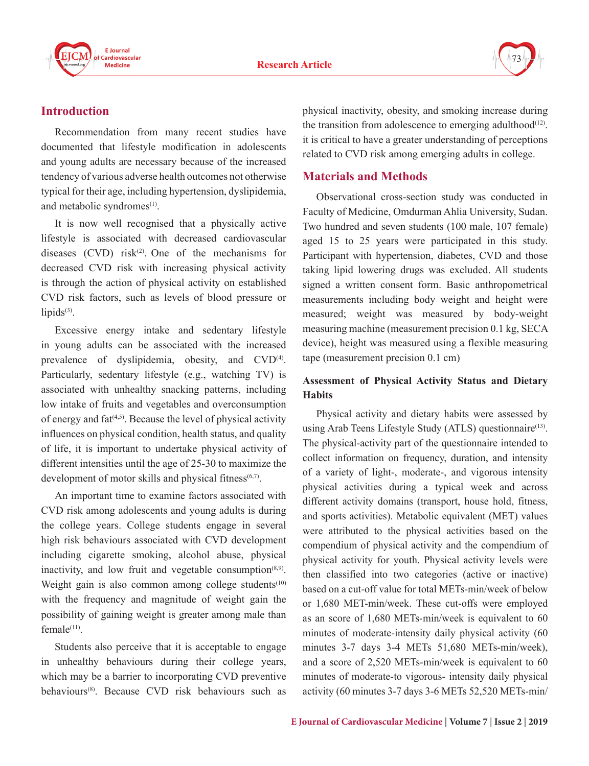## Introduction

Recommendation from many recent studies have documented that lifestyle modification in adolescents and young adults are necessary because of the increased tendency of various adverse health outcomes not otherwise typical for their age, including hypertension, dyslipidemia, and metabolic syndromes[1].

It is now well recognised that a physically active lifestyle is associated with decreased cardiovascular diseases (CVD) risk[2]. One of the mechanisms for decreased CVD risk with increasing physical activity is through the action of physical activity on established CVD risk factors, such as levels of blood pressure or lipids[3].

Excessive energy intake and sedentary lifestyle in young adults can be associated with the increased prevalence of dyslipidemia, obesity, and CVD[4]. Particularly, sedentary lifestyle (e.g., watching TV) is associated with unhealthy snacking patterns, including low intake of fruits and vegetables and overconsumption of energy and fat[4,5]. Because the level of physical activity influences on physical condition, health status, and quality of life, it is important to undertake physical activity of different intensities until the age of 25-30 to maximize the development of motor skills and physical fitness[6,7].

An important time to examine factors associated with CVD risk among adolescents and young adults is during the college years. College students engage in several high risk behaviours associated with CVD development including cigarette smoking, alcohol abuse, physical inactivity, and low fruit and vegetable consumption[8,9]. Weight gain is also common among college students[10] with the frequency and magnitude of weight gain the possibility of gaining weight is greater among male than female[11].

Students also perceive that it is acceptable to engage in unhealthy behaviours during their college years, which may be a barrier to incorporating CVD preventive behaviours[8]. Because CVD risk behaviours such as physical inactivity, obesity, and smoking increase during the transition from adolescence to emerging adulthood[12]. it is critical to have a greater understanding of perceptions related to CVD risk among emerging adults in college.

## Materials and Methods

Observational cross-section study was conducted in Faculty of Medicine, Omdurman Ahlia University, Sudan. Two hundred and seven students (100 male, 107 female) aged 15 to 25 years were participated in this study. Participant with hypertension, diabetes, CVD and those taking lipid lowering drugs was excluded. All students signed a written consent form. Basic anthropometrical measurements including body weight and height were measured; weight was measured by body-weight measuring machine (measurement precision 0.1 kg, SECA device), height was measured using a flexible measuring tape (measurement precision 0.1 cm)

### Assessment of Physical Activity Status and Dietary Habits

Physical activity and dietary habits were assessed by using Arab Teens Lifestyle Study (ATLS) questionnaire[13]. The physical-activity part of the questionnaire intended to collect information on frequency, duration, and intensity of a variety of light-, moderate-, and vigorous intensity physical activities during a typical week and across different activity domains (transport, house hold, fitness, and sports activities). Metabolic equivalent (MET) values were attributed to the physical activities based on the compendium of physical activity and the compendium of physical activity for youth. Physical activity levels were then classified into two categories (active or inactive) based on a cut-off value for total METs-min/week of below or 1,680 MET-min/week. These cut-offs were employed as an score of 1,680 METs-min/week is equivalent to 60 minutes of moderate-intensity daily physical activity (60 minutes 3-7 days 3-4 METs 51,680 METs-min/week), and a score of 2,520 METs-min/week is equivalent to 60 minutes of moderate-to vigorous- intensity daily physical activity (60 minutes 3-7 days 3-6 METs 52,520 METs-min/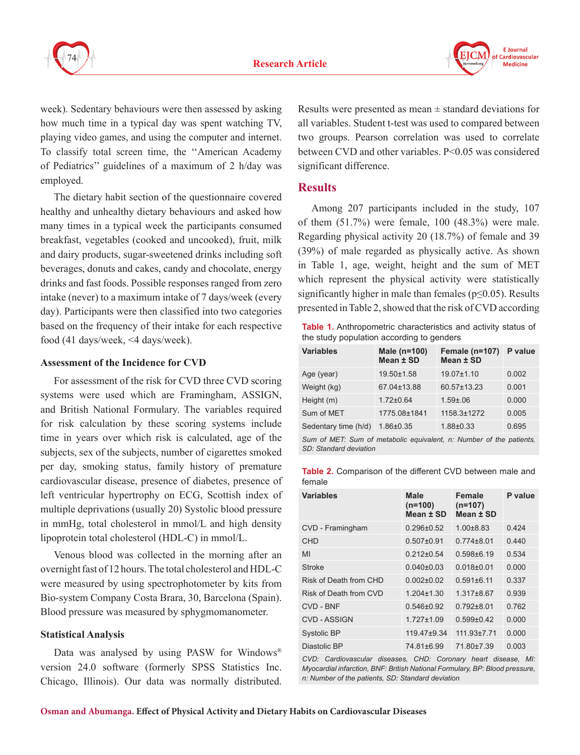week). Sedentary behaviours were then assessed by asking how much time in a typical day was spent watching TV, playing video games, and using the computer and internet. To classify total screen time, the ''American Academy of Pediatrics'' guidelines of a maximum of 2 h/day was employed.

The dietary habit section of the questionnaire covered healthy and unhealthy dietary behaviours and asked how many times in a typical week the participants consumed breakfast, vegetables (cooked and uncooked), fruit, milk and dairy products, sugar-sweetened drinks including soft beverages, donuts and cakes, candy and chocolate, energy drinks and fast foods. Possible responses ranged from zero intake (never) to a maximum intake of 7 days/week (every day). Participants were then classified into two categories based on the frequency of their intake for each respective food (41 days/week, <4 days/week).

### Assessment of the Incidence for CVD

For assessment of the risk for CVD three CVD scoring systems were used which are Framingham, ASSIGN, and British National Formulary. The variables required for risk calculation by these scoring systems include time in years over which risk is calculated, age of the subjects, sex of the subjects, number of cigarettes smoked per day, smoking status, family history of premature cardiovascular disease, presence of diabetes, presence of left ventricular hypertrophy on ECG, Scottish index of multiple deprivations (usually 20) Systolic blood pressure in mmHg, total cholesterol in mmol/L and high density lipoprotein total cholesterol (HDL-C) in mmol/L.

Venous blood was collected in the morning after an overnight fast of 12 hours. The total cholesterol and HDL-C were measured by using spectrophotometer by kits from Bio-system Company Costa Brara, 30, Barcelona (Spain). Blood pressure was measured by sphygmomanometer.

### Statistical Analysis

Data was analysed by using PASW for Windows® version 24.0 software (formerly SPSS Statistics Inc. Chicago, Illinois). Our data was normally distributed. Results were presented as mean ± standard deviations for all variables. Student t-test was used to compared between two groups. Pearson correlation was used to correlate between CVD and other variables. P<0.05 was considered significant difference.

## Results

Among 207 participants included in the study, 107 of them (51.7%) were female, 100 (48.3%) were male. Regarding physical activity 20 (18.7%) of female and 39 (39%) of male regarded as physically active. As shown in Table 1, age, weight, height and the sum of MET which represent the physical activity were statistically significantly higher in male than females ($p \leq 0.05$). Results presented in Table 2, showed that the risk of CVD according

**Table 1.** Anthropometric characteristics and activity status of the study population according to genders

| Variables | Male (n=100) Mean ± SD | Female (n=107) Mean ± SD | P value |
|---|---|---|---|
| Age (year) | 19.50±1.58 | 19.07±1.10 | 0.002 |
| Weight (kg) | 67.04±13.88 | 60.57±13.23 | 0.001 |
| Height (m) | 1.72±0.64 | 1.59±.06 | 0.000 |
| Sum of MET | 1775.08±1841 | 1158.3±1272 | 0.005 |
| Sedentary time (h/d) | 1.86±0.35 | 1.88±0.33 | 0.695 |

*Sum of MET: Sum of metabolic equivalent, n: Number of the patients, SD: Standard deviation*

**Table 2.** Comparison of the different CVD between male and female

| Variables | Male (n=100) Mean ± SD | Female (n=107) Mean ± SD | P value |
|---|---|---|---|
| CVD - Framingham | 0.296±0.52 | 1.00±8.83 | 0.424 |
| CHD | 0.507±0.91 | 0.774±8.01 | 0.440 |
| MI | 0.212±0.54 | 0.598±6.19 | 0.534 |
| Stroke | 0.040±0.03 | 0.018±0.01 | 0.000 |
| Risk of Death from CHD | 0.002±0.02 | 0.591±6.11 | 0.337 |
| Risk of Death from CVD | 1.204±1.30 | 1.317±8.67 | 0.939 |
| CVD - BNF | 0.546±0.92 | 0.792±8.01 | 0.762 |
| CVD - ASSIGN | 1.727±1.09 | 0.599±0.42 | 0.000 |
| Systolic BP | 119.47±9.34 | 111.93±7.71 | 0.000 |
| Diastolic BP | 74.81±6.99 | 71.80±7.39 | 0.003 |

*CVD: Cardiovascular diseases, CHD: Coronary heart disease, MI: Myocardial infarction, BNF: British National Formulary, BP: Blood pressure, n: Number of the patients, SD: Standard deviation*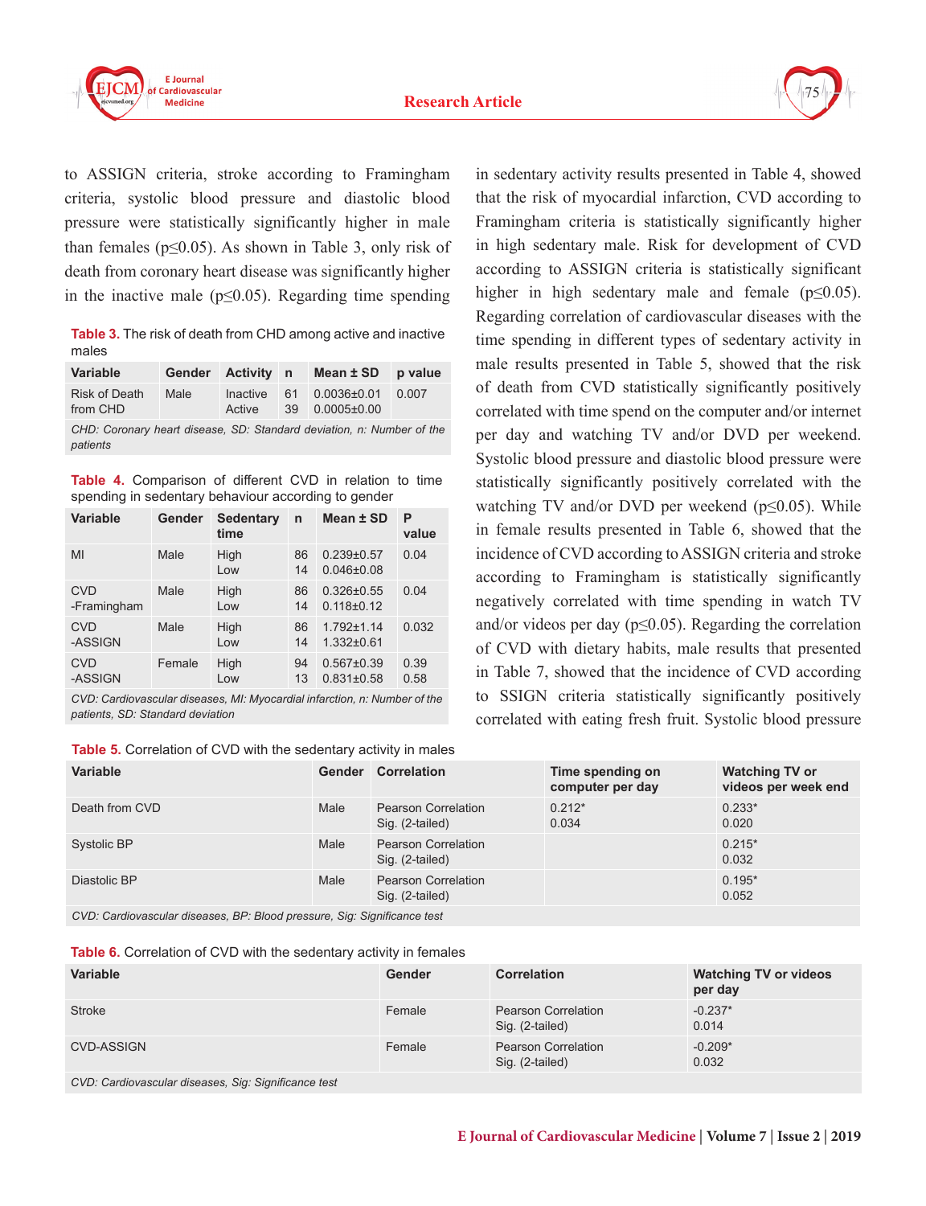to ASSIGN criteria, stroke according to Framingham criteria, systolic blood pressure and diastolic blood pressure were statistically significantly higher in male than females ($p \leq 0.05$). As shown in Table 3, only risk of death from coronary heart disease was significantly higher in the inactive male ($p \leq 0.05$). Regarding time spending in sedentary activity results presented in Table 4, showed that the risk of myocardial infarction, CVD according to Framingham criteria is statistically significantly higher in high sedentary male. Risk for development of CVD according to ASSIGN criteria is statistically significant higher in high sedentary male and female ($p \leq 0.05$). Regarding correlation of cardiovascular diseases with the time spending in different types of sedentary activity in male results presented in Table 5, showed that the risk of death from CVD statistically significantly positively correlated with time spend on the computer and/or internet per day and watching TV and/or DVD per weekend. Systolic blood pressure and diastolic blood pressure were statistically significantly positively correlated with the watching TV and/or DVD per weekend ($p \leq 0.05$). While in female results presented in Table 6, showed that the incidence of CVD according to ASSIGN criteria and stroke according to Framingham is statistically significantly negatively correlated with time spending in watch TV and/or videos per day ($p \leq 0.05$). Regarding the correlation of CVD with dietary habits, male results that presented in Table 7, showed that the incidence of CVD according to SSIGN criteria statistically significantly positively correlated with eating fresh fruit. Systolic blood pressure

**Table 3.** The risk of death from CHD among active and inactive males

| Variable | Gender | Activity | n | Mean ± SD | p value |
|---|---|---|---|---|---|
| Risk of Death from CHD | Male | Inactive<br>Active | 61<br>39 | 0.0036±0.01<br>0.0005±0.00 | 0.007 |

*CHD: Coronary heart disease, SD: Standard deviation, n: Number of the patients*

**Table 4.** Comparison of different CVD in relation to time spending in sedentary behaviour according to gender

| Variable | Gender | Sedentary time | n | Mean ± SD | P value |
|---|---|---|---|---|---|
| MI | Male | High<br>Low | 86<br>14 | 0.239±0.57<br>0.046±0.08 | 0.04 |
| CVD -Framingham | Male | High<br>Low | 86<br>14 | 0.326±0.55<br>0.118±0.12 | 0.04 |
| CVD -ASSIGN | Male | High<br>Low | 86<br>14 | 1.792±1.14<br>1.332±0.61 | 0.032 |
| CVD -ASSIGN | Female | High<br>Low | 94<br>13 | 0.567±0.39<br>0.831±0.58 | 0.39<br>0.58 |

*CVD: Cardiovascular diseases, MI: Myocardial infarction, n: Number of the patients, SD: Standard deviation*

**Table 5.** Correlation of CVD with the sedentary activity in males

| Variable | Gender | Correlation | Time spending on computer per day | Watching TV or videos per week end |
|---|---|---|---|---|
| Death from CVD | Male | Pearson Correlation<br>Sig. (2-tailed) | 0.212*<br>0.034 | 0.233*<br>0.020 |
| Systolic BP | Male | Pearson Correlation<br>Sig. (2-tailed) | | 0.215*<br>0.032 |
| Diastolic BP | Male | Pearson Correlation<br>Sig. (2-tailed) | | 0.195*<br>0.052 |

*CVD: Cardiovascular diseases, BP: Blood pressure, Sig: Significance test*

**Table 6.** Correlation of CVD with the sedentary activity in females

| Variable | Gender | Correlation | Watching TV or videos per day |
|---|---|---|---|
| Stroke | Female | Pearson Correlation<br>Sig. (2-tailed) | -0.237*<br>0.014 |
| CVD-ASSIGN | Female | Pearson Correlation<br>Sig. (2-tailed) | -0.209*<br>0.032 |

*CVD: Cardiovascular diseases, Sig: Significance test*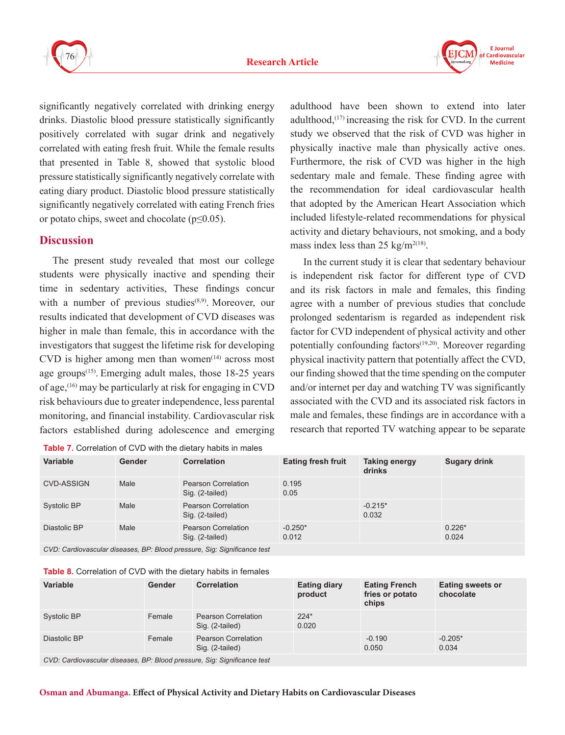significantly negatively correlated with drinking energy drinks. Diastolic blood pressure statistically significantly positively correlated with sugar drink and negatively correlated with eating fresh fruit. While the female results that presented in Table 8, showed that systolic blood pressure statistically significantly negatively correlate with eating diary product. Diastolic blood pressure statistically significantly negatively correlated with eating French fries or potato chips, sweet and chocolate ($p \leq 0.05$).

## Discussion

The present study revealed that most our college students were physically inactive and spending their time in sedentary activities, These findings concur with a number of previous studies[8,9]. Moreover, our results indicated that development of CVD diseases was higher in male than female, this in accordance with the investigators that suggest the lifetime risk for developing CVD is higher among men than women[14] across most age groups[15]. Emerging adult males, those 18-25 years of age,[16] may be particularly at risk for engaging in CVD risk behaviours due to greater independence, less parental monitoring, and financial instability. Cardiovascular risk factors established during adolescence and emerging adulthood have been shown to extend into later adulthood,[17] increasing the risk for CVD. In the current study we observed that the risk of CVD was higher in physically inactive male than physically active ones. Furthermore, the risk of CVD was higher in the high sedentary male and female. These finding agree with the recommendation for ideal cardiovascular health that adopted by the American Heart Association which included lifestyle-related recommendations for physical activity and dietary behaviours, not smoking, and a body mass index less than 25 kg/m$^2$[18].

In the current study it is clear that sedentary behaviour is independent risk factor for different type of CVD and its risk factors in male and females, this finding agree with a number of previous studies that conclude prolonged sedentarism is regarded as independent risk factor for CVD independent of physical activity and other potentially confounding factors[19,20]. Moreover regarding physical inactivity pattern that potentially affect the CVD, our finding showed that the time spending on the computer and/or internet per day and watching TV was significantly associated with the CVD and its associated risk factors in male and females, these findings are in accordance with a research that reported TV watching appear to be separate

**Table 7.** Correlation of CVD with the dietary habits in males

| Variable | Gender | Correlation | Eating fresh fruit | Taking energy drinks | Sugary drink |
|---|---|---|---|---|---|
| CVD-ASSIGN | Male | Pearson Correlation<br>Sig. (2-tailed) | 0.195<br>0.05 | | |
| Systolic BP | Male | Pearson Correlation<br>Sig. (2-tailed) | | -0.215*<br>0.032 | |
| Diastolic BP | Male | Pearson Correlation<br>Sig. (2-tailed) | -0.250*<br>0.012 | | 0.226*<br>0.024 |

*CVD: Cardiovascular diseases, BP: Blood pressure, Sig: Significance test*

**Table 8.** Correlation of CVD with the dietary habits in females

| Variable | Gender | Correlation | Eating diary product | Eating French fries or potato chips | Eating sweets or chocolate |
|---|---|---|---|---|---|
| Systolic BP | Female | Pearson Correlation<br>Sig. (2-tailed) | 224*<br>0.020 | | |
| Diastolic BP | Female | Pearson Correlation<br>Sig. (2-tailed) | | -0.190<br>0.050 | -0.205*<br>0.034 |

*CVD: Cardiovascular diseases, BP: Blood pressure, Sig: Significance test*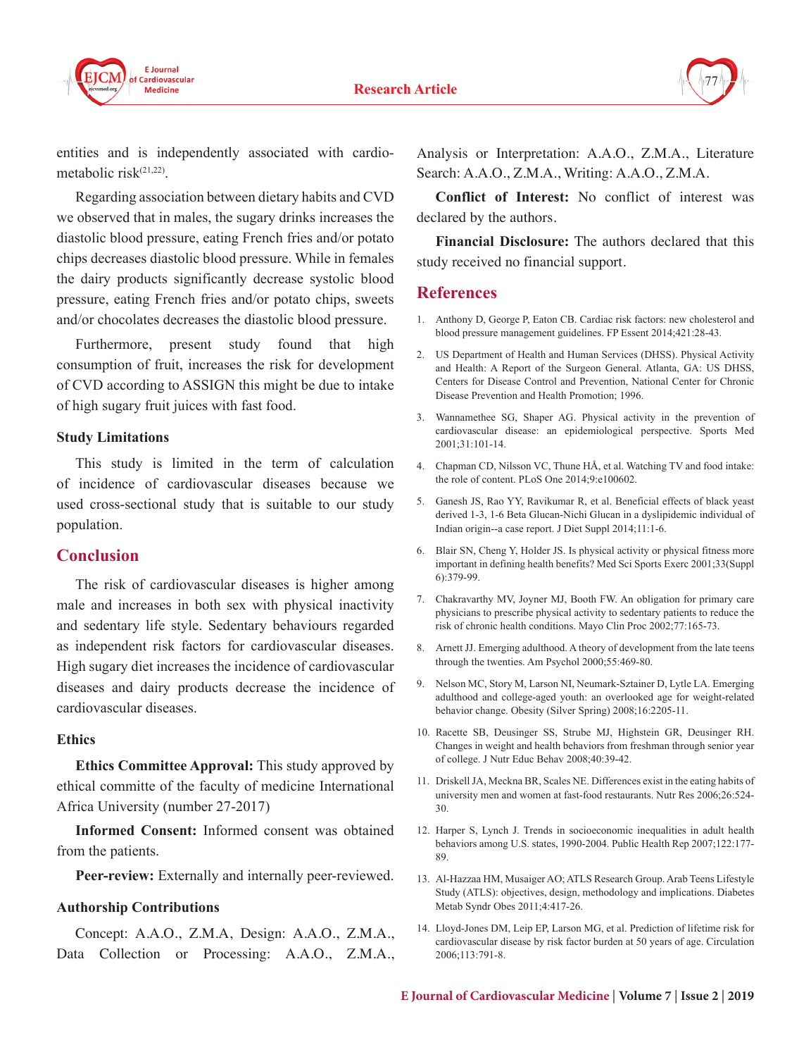entities and is independently associated with cardio-metabolic risk[21,22].

Regarding association between dietary habits and CVD we observed that in males, the sugary drinks increases the diastolic blood pressure, eating French fries and/or potato chips decreases diastolic blood pressure. While in females the dairy products significantly decrease systolic blood pressure, eating French fries and/or potato chips, sweets and/or chocolates decreases the diastolic blood pressure.

Furthermore, present study found that high consumption of fruit, increases the risk for development of CVD according to ASSIGN this might be due to intake of high sugary fruit juices with fast food.

### Study Limitations

This study is limited in the term of calculation of incidence of cardiovascular diseases because we used cross-sectional study that is suitable to our study population.

## Conclusion

The risk of cardiovascular diseases is higher among male and increases in both sex with physical inactivity and sedentary life style. Sedentary behaviours regarded as independent risk factors for cardiovascular diseases. High sugary diet increases the incidence of cardiovascular diseases and dairy products decrease the incidence of cardiovascular diseases.

### Ethics

**Ethics Committee Approval:** This study approved by ethical committe of the faculty of medicine International Africa University (number 27-2017)

**Informed Consent:** Informed consent was obtained from the patients.

**Peer-review:** Externally and internally peer-reviewed.

### Authorship Contributions

Concept: A.A.O., Z.M.A, Design: A.A.O., Z.M.A., Data Collection or Processing: A.A.O., Z.M.A., Analysis or Interpretation: A.A.O., Z.M.A., Literature Search: A.A.O., Z.M.A., Writing: A.A.O., Z.M.A.

**Conflict of Interest:** No conflict of interest was declared by the authors.

**Financial Disclosure:** The authors declared that this study received no financial support.

## References

1. Anthony D, George P, Eaton CB. Cardiac risk factors: new cholesterol and blood pressure management guidelines. FP Essent 2014;421:28-43.
2. US Department of Health and Human Services (DHSS). Physical Activity and Health: A Report of the Surgeon General. Atlanta, GA: US DHSS, Centers for Disease Control and Prevention, National Center for Chronic Disease Prevention and Health Promotion; 1996.
3. Wannamethee SG, Shaper AG. Physical activity in the prevention of cardiovascular disease: an epidemiological perspective. Sports Med 2001;31:101-14.
4. Chapman CD, Nilsson VC, Thune HÅ, et al. Watching TV and food intake: the role of content. PLoS One 2014;9:e100602.
5. Ganesh JS, Rao YY, Ravikumar R, et al. Beneficial effects of black yeast derived 1-3, 1-6 Beta Glucan-Nichi Glucan in a dyslipidemic individual of Indian origin--a case report. J Diet Suppl 2014;11:1-6.
6. Blair SN, Cheng Y, Holder JS. Is physical activity or physical fitness more important in defining health benefits? Med Sci Sports Exerc 2001;33(Suppl 6):379-99.
7. Chakravarthy MV, Joyner MJ, Booth FW. An obligation for primary care physicians to prescribe physical activity to sedentary patients to reduce the risk of chronic health conditions. Mayo Clin Proc 2002;77:165-73.
8. Arnett JJ. Emerging adulthood. A theory of development from the late teens through the twenties. Am Psychol 2000;55:469-80.
9. Nelson MC, Story M, Larson NI, Neumark-Sztainer D, Lytle LA. Emerging adulthood and college-aged youth: an overlooked age for weight-related behavior change. Obesity (Silver Spring) 2008;16:2205-11.
10. Racette SB, Deusinger SS, Strube MJ, Highstein GR, Deusinger RH. Changes in weight and health behaviors from freshman through senior year of college. J Nutr Educ Behav 2008;40:39-42.
11. Driskell JA, Meckna BR, Scales NE. Differences exist in the eating habits of university men and women at fast-food restaurants. Nutr Res 2006;26:524-30.
12. Harper S, Lynch J. Trends in socioeconomic inequalities in adult health behaviors among U.S. states, 1990-2004. Public Health Rep 2007;122:177-89.
13. Al-Hazzaa HM, Musaiger AO; ATLS Research Group. Arab Teens Lifestyle Study (ATLS): objectives, design, methodology and implications. Diabetes Metab Syndr Obes 2011;4:417-26.
14. Lloyd-Jones DM, Leip EP, Larson MG, et al. Prediction of lifetime risk for cardiovascular disease by risk factor burden at 50 years of age. Circulation 2006;113:791-8.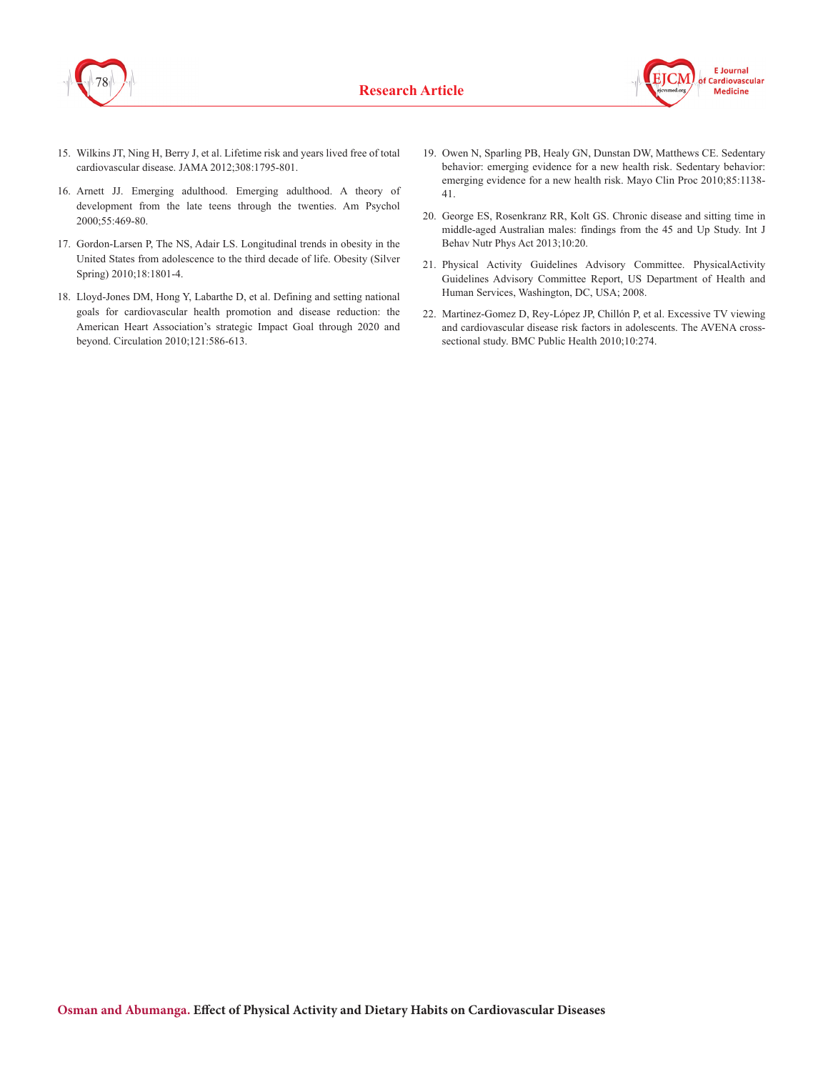15. Wilkins JT, Ning H, Berry J, et al. Lifetime risk and years lived free of total cardiovascular disease. JAMA 2012;308:1795-801.
16. Arnett JJ. Emerging adulthood. Emerging adulthood. A theory of development from the late teens through the twenties. Am Psychol 2000;55:469-80.
17. Gordon-Larsen P, The NS, Adair LS. Longitudinal trends in obesity in the United States from adolescence to the third decade of life. Obesity (Silver Spring) 2010;18:1801-4.
18. Lloyd-Jones DM, Hong Y, Labarthe D, et al. Defining and setting national goals for cardiovascular health promotion and disease reduction: the American Heart Association's strategic Impact Goal through 2020 and beyond. Circulation 2010;121:586-613.
19. Owen N, Sparling PB, Healy GN, Dunstan DW, Matthews CE. Sedentary behavior: emerging evidence for a new health risk. Sedentary behavior: emerging evidence for a new health risk. Mayo Clin Proc 2010;85:1138-41.
20. George ES, Rosenkranz RR, Kolt GS. Chronic disease and sitting time in middle-aged Australian males: findings from the 45 and Up Study. Int J Behav Nutr Phys Act 2013;10:20.
21. Physical Activity Guidelines Advisory Committee. PhysicalActivity Guidelines Advisory Committee Report, US Department of Health and Human Services, Washington, DC, USA; 2008.
22. Martinez-Gomez D, Rey-López JP, Chillón P, et al. Excessive TV viewing and cardiovascular disease risk factors in adolescents. The AVENA cross-sectional study. BMC Public Health 2010;10:274.